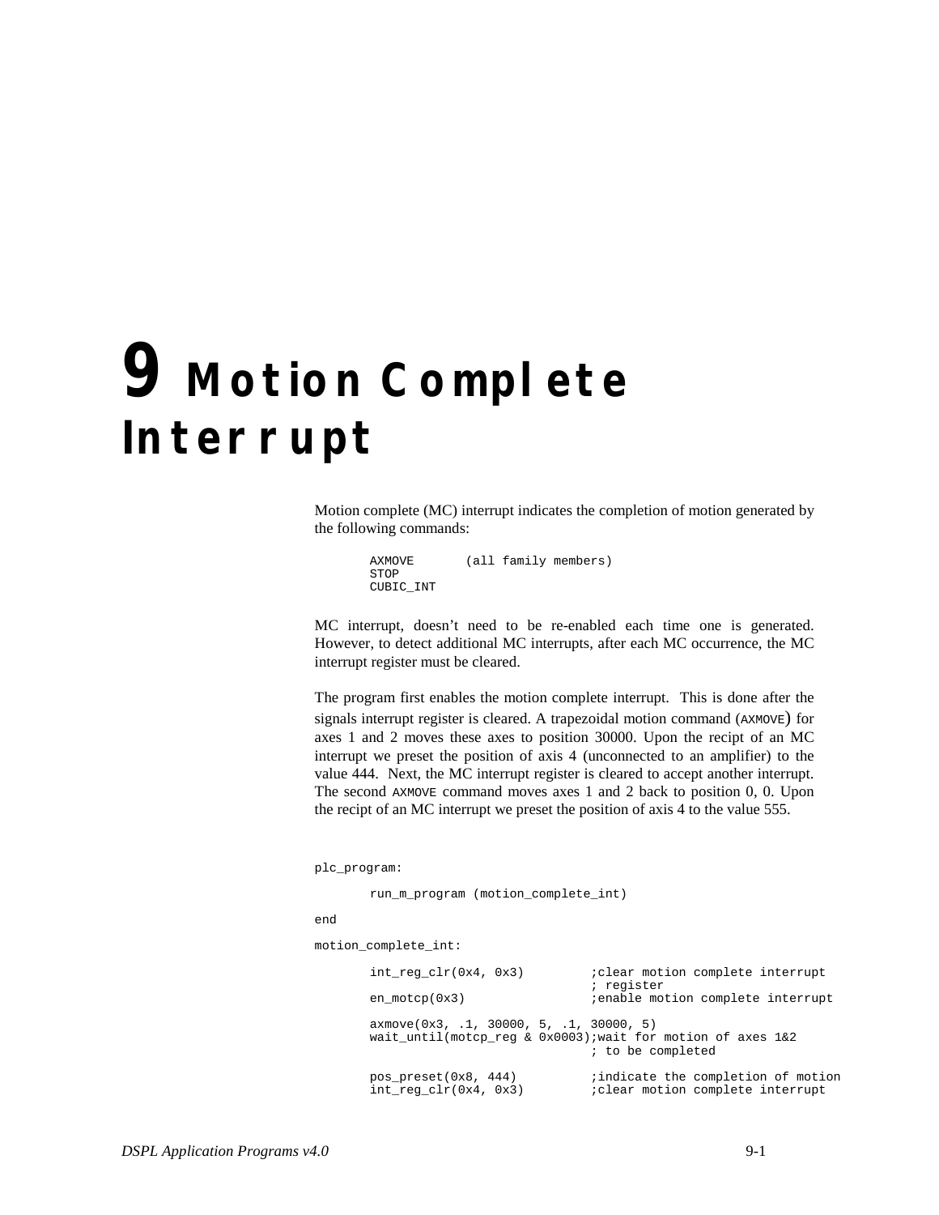# 9 Motion Complete Interrupt

Motion complete (MC) interrupt indicates the completion of motion generated by the following commands:

```
AXMOVE       (all family members)
STOP
CUBIC_INT
```

MC interrupt, doesn't need to be re-enabled each time one is generated. However, to detect additional MC interrupts, after each MC occurrence, the MC interrupt register must be cleared.

The program first enables the motion complete interrupt. This is done after the signals interrupt register is cleared. A trapezoidal motion command (AXMOVE) for axes 1 and 2 moves these axes to position 30000. Upon the recipt of an MC interrupt we preset the position of axis 4 (unconnected to an amplifier) to the value 444. Next, the MC interrupt register is cleared to accept another interrupt. The second AXMOVE command moves axes 1 and 2 back to position 0, 0. Upon the recipt of an MC interrupt we preset the position of axis 4 to the value 555.

```
plc_program:

        run_m_program (motion_complete_int)

end

motion_complete_int:

        int_reg_clr(0x4, 0x3)         ;clear motion complete interrupt
                                      ; register
        en_motcp(0x3)                 ;enable motion complete interrupt

        axmove(0x3, .1, 30000, 5, .1, 30000, 5)
        wait_until(motcp_reg & 0x0003);wait for motion of axes 1&2
                                      ; to be completed

        pos_preset(0x8, 444)          ;indicate the completion of motion
        int_reg_clr(0x4, 0x3)         ;clear motion complete interrupt
```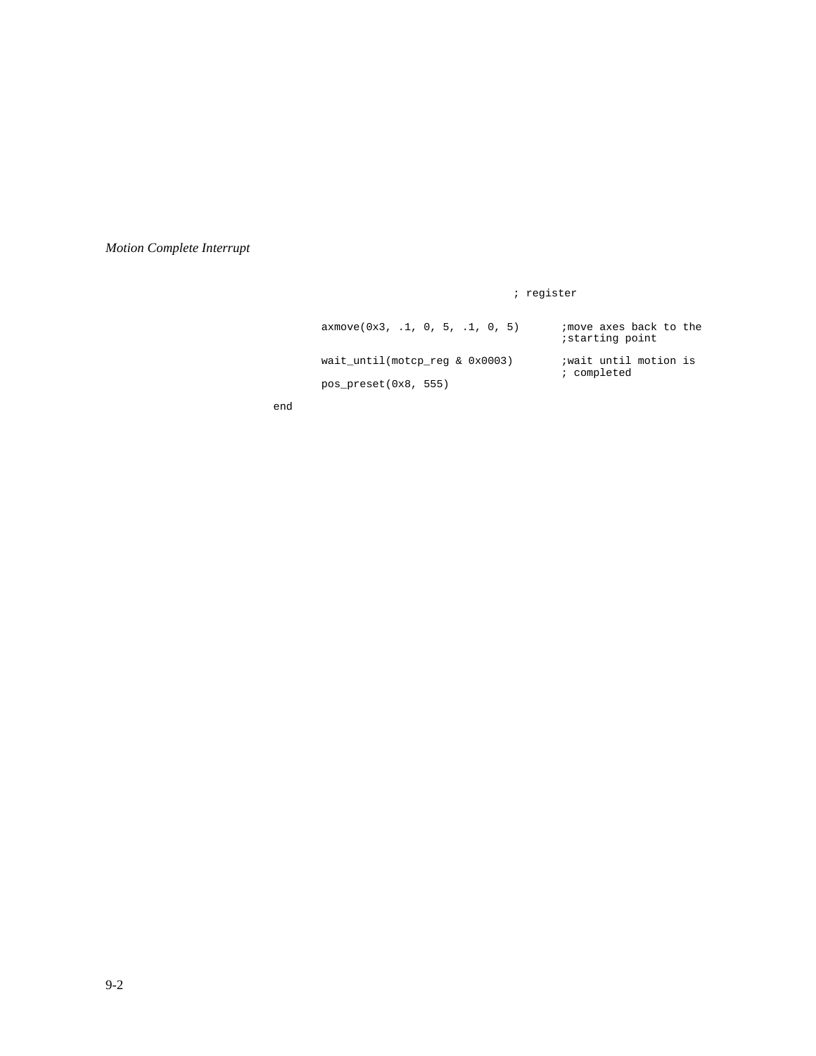```
                                        ; register

        axmove(0x3, .1, 0, 5, .1, 0, 5)        ;move axes back to the
                                               ;starting point

        wait_until(motcp_reg & 0x0003)         ;wait until motion is
                                               ; completed
        pos_preset(0x8, 555)

end
```